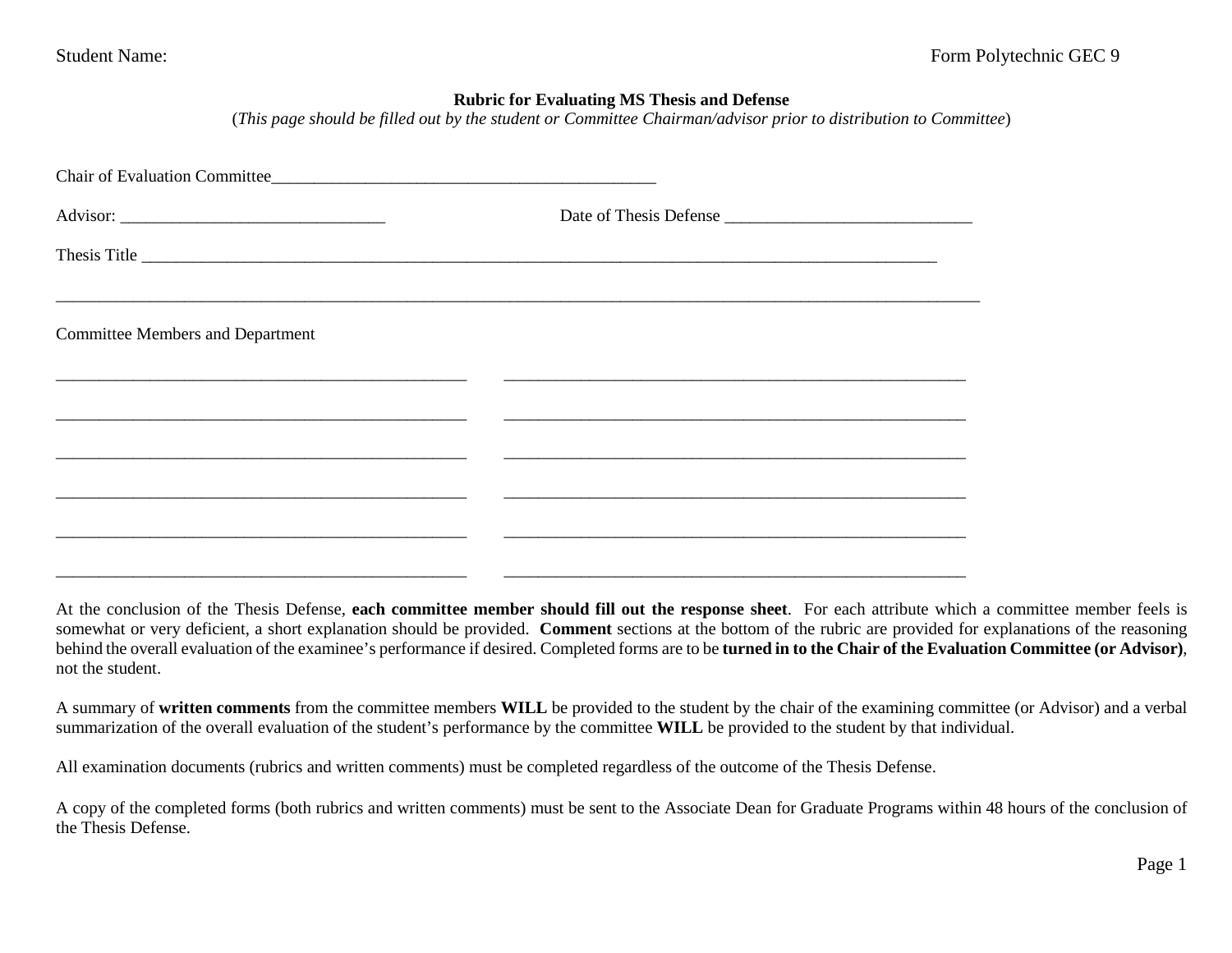Student Name: Form Polytechnic GEC 9

**Rubric for Evaluating MS Thesis and Defense**

(*This page should be filled out by the student or Committee Chairman/advisor prior to distribution to Committee*)

Chair of Evaluation Committee_____________________________________________

Advisor: _______________________________ Date of Thesis Defense _____________________________

Thesis Title ___________________________________________________________________________________________

_____________________________________________________________________________________________________________

Committee Members and Department

________________________________________________ ______________________________________________________

________________________________________________ ______________________________________________________

________________________________________________ ______________________________________________________

________________________________________________ ______________________________________________________

________________________________________________ ______________________________________________________

________________________________________________ ______________________________________________________

At the conclusion of the Thesis Defense, **each committee member should fill out the response sheet**. For each attribute which a committee member feels is somewhat or very deficient, a short explanation should be provided. **Comment** sections at the bottom of the rubric are provided for explanations of the reasoning behind the overall evaluation of the examinee's performance if desired. Completed forms are to be **turned in to the Chair of the Evaluation Committee (or Advisor)**, not the student.

A summary of **written comments** from the committee members **WILL** be provided to the student by the chair of the examining committee (or Advisor) and a verbal summarization of the overall evaluation of the student's performance by the committee **WILL** be provided to the student by that individual.

All examination documents (rubrics and written comments) must be completed regardless of the outcome of the Thesis Defense.

A copy of the completed forms (both rubrics and written comments) must be sent to the Associate Dean for Graduate Programs within 48 hours of the conclusion of the Thesis Defense.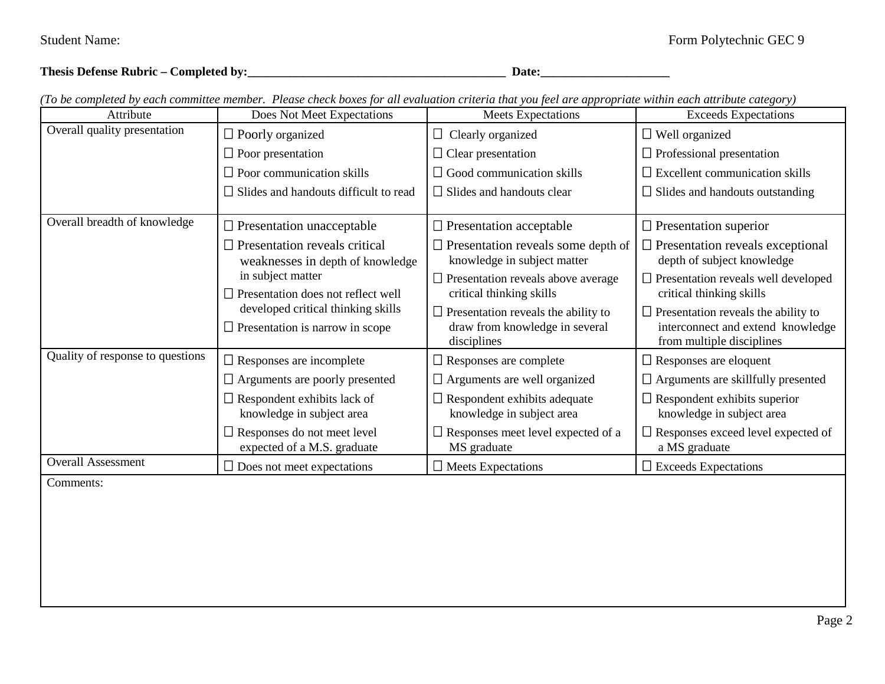Student Name: Form Polytechnic GEC 9

**Thesis Defense Rubric – Completed by:________________________________________ Date:____________________**

*(To be completed by each committee member. Please check boxes for all evaluation criteria that you feel are appropriate within each attribute category)*

| Attribute | Does Not Meet Expectations | Meets Expectations | Exceeds Expectations |
|---|---|---|---|
| Overall quality presentation | ☐ Poorly organized<br>☐ Poor presentation<br>☐ Poor communication skills<br>☐ Slides and handouts difficult to read | ☐ Clearly organized<br>☐ Clear presentation<br>☐ Good communication skills<br>☐ Slides and handouts clear | ☐ Well organized<br>☐ Professional presentation<br>☐ Excellent communication skills<br>☐ Slides and handouts outstanding |
| Overall breadth of knowledge | ☐ Presentation unacceptable<br>☐ Presentation reveals critical weaknesses in depth of knowledge in subject matter<br>☐ Presentation does not reflect well developed critical thinking skills<br>☐ Presentation is narrow in scope | ☐ Presentation acceptable<br>☐ Presentation reveals some depth of knowledge in subject matter<br>☐ Presentation reveals above average critical thinking skills<br>☐ Presentation reveals the ability to draw from knowledge in several disciplines | ☐ Presentation superior<br>☐ Presentation reveals exceptional depth of subject knowledge<br>☐ Presentation reveals well developed critical thinking skills<br>☐ Presentation reveals the ability to interconnect and extend knowledge from multiple disciplines |
| Quality of response to questions | ☐ Responses are incomplete<br>☐ Arguments are poorly presented<br>☐ Respondent exhibits lack of knowledge in subject area<br>☐ Responses do not meet level expected of a M.S. graduate | ☐ Responses are complete<br>☐ Arguments are well organized<br>☐ Respondent exhibits adequate knowledge in subject area<br>☐ Responses meet level expected of a MS graduate | ☐ Responses are eloquent<br>☐ Arguments are skillfully presented<br>☐ Respondent exhibits superior knowledge in subject area<br>☐ Responses exceed level expected of a MS graduate |
| Overall Assessment | ☐ Does not meet expectations | ☐ Meets Expectations | ☐ Exceeds Expectations |

Comments: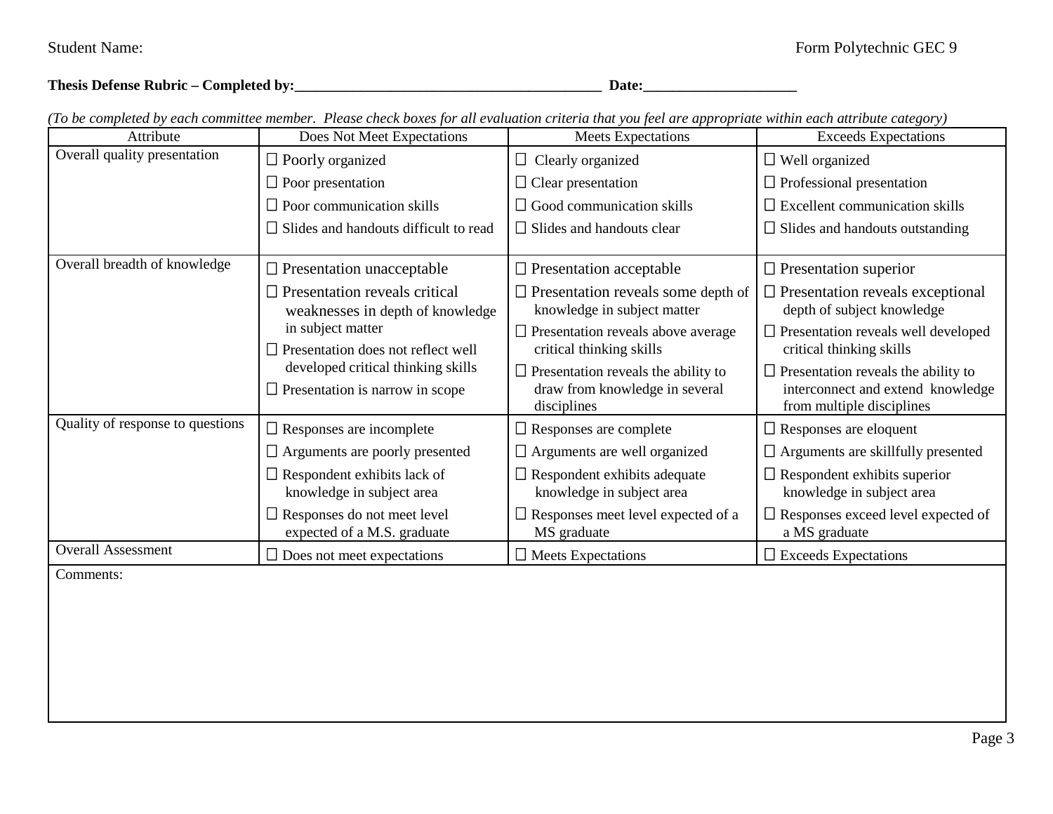Student Name: Form Polytechnic GEC 9

**Thesis Defense Rubric – Completed by:\_\_\_\_\_\_\_\_\_\_\_\_\_\_\_\_\_\_\_\_\_\_\_\_\_\_\_\_\_\_\_\_\_\_\_\_\_\_\_\_\_\_ Date:\_\_\_\_\_\_\_\_\_\_\_\_\_\_\_\_\_\_\_\_\_**

*(To be completed by each committee member. Please check boxes for all evaluation criteria that you feel are appropriate within each attribute category)*

| Attribute | Does Not Meet Expectations | Meets Expectations | Exceeds Expectations |
|---|---|---|---|
| Overall quality presentation | ☐ Poorly organized<br>☐ Poor presentation<br>☐ Poor communication skills<br>☐ Slides and handouts difficult to read | ☐ Clearly organized<br>☐ Clear presentation<br>☐ Good communication skills<br>☐ Slides and handouts clear | ☐ Well organized<br>☐ Professional presentation<br>☐ Excellent communication skills<br>☐ Slides and handouts outstanding |
| Overall breadth of knowledge | ☐ Presentation unacceptable<br>☐ Presentation reveals critical weaknesses in depth of knowledge in subject matter<br>☐ Presentation does not reflect well developed critical thinking skills<br>☐ Presentation is narrow in scope | ☐ Presentation acceptable<br>☐ Presentation reveals some depth of knowledge in subject matter<br>☐ Presentation reveals above average critical thinking skills<br>☐ Presentation reveals the ability to draw from knowledge in several disciplines | ☐ Presentation superior<br>☐ Presentation reveals exceptional depth of subject knowledge<br>☐ Presentation reveals well developed critical thinking skills<br>☐ Presentation reveals the ability to interconnect and extend knowledge from multiple disciplines |
| Quality of response to questions | ☐ Responses are incomplete<br>☐ Arguments are poorly presented<br>☐ Respondent exhibits lack of knowledge in subject area<br>☐ Responses do not meet level expected of a M.S. graduate | ☐ Responses are complete<br>☐ Arguments are well organized<br>☐ Respondent exhibits adequate knowledge in subject area<br>☐ Responses meet level expected of a MS graduate | ☐ Responses are eloquent<br>☐ Arguments are skillfully presented<br>☐ Respondent exhibits superior knowledge in subject area<br>☐ Responses exceed level expected of a MS graduate |
| Overall Assessment | ☐ Does not meet expectations | ☐ Meets Expectations | ☐ Exceeds Expectations |

Comments: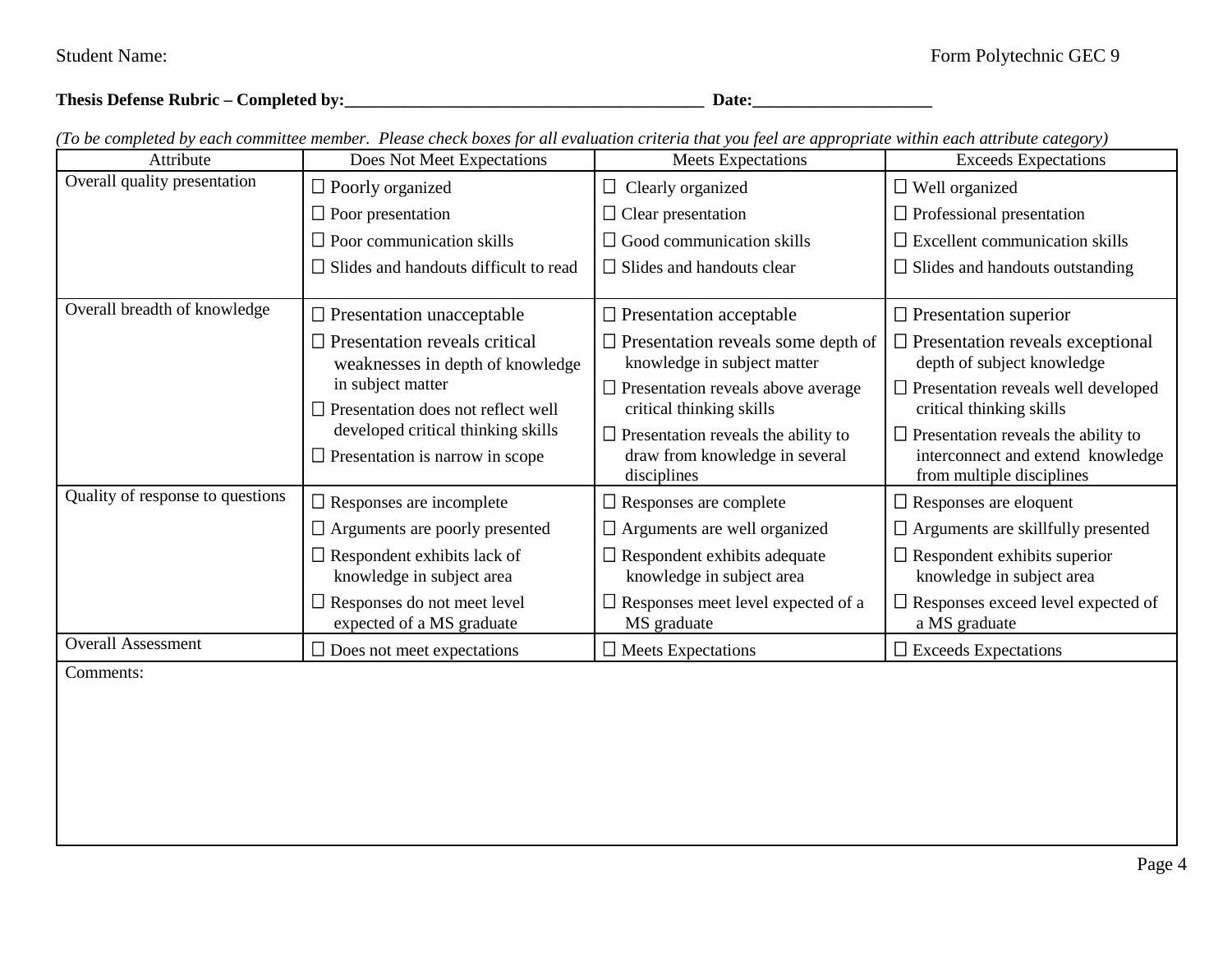Student Name: Form Polytechnic GEC 9

**Thesis Defense Rubric – Completed by:_________________________________________ Date:_____________________**

*(To be completed by each committee member. Please check boxes for all evaluation criteria that you feel are appropriate within each attribute category)*

| Attribute | Does Not Meet Expectations | Meets Expectations | Exceeds Expectations |
|---|---|---|---|
| Overall quality presentation | ☐ Poorly organized<br>☐ Poor presentation<br>☐ Poor communication skills<br>☐ Slides and handouts difficult to read | ☐ Clearly organized<br>☐ Clear presentation<br>☐ Good communication skills<br>☐ Slides and handouts clear | ☐ Well organized<br>☐ Professional presentation<br>☐ Excellent communication skills<br>☐ Slides and handouts outstanding |
| Overall breadth of knowledge | ☐ Presentation unacceptable<br>☐ Presentation reveals critical weaknesses in depth of knowledge in subject matter<br>☐ Presentation does not reflect well developed critical thinking skills<br>☐ Presentation is narrow in scope | ☐ Presentation acceptable<br>☐ Presentation reveals some depth of knowledge in subject matter<br>☐ Presentation reveals above average critical thinking skills<br>☐ Presentation reveals the ability to draw from knowledge in several disciplines | ☐ Presentation superior<br>☐ Presentation reveals exceptional depth of subject knowledge<br>☐ Presentation reveals well developed critical thinking skills<br>☐ Presentation reveals the ability to interconnect and extend knowledge from multiple disciplines |
| Quality of response to questions | ☐ Responses are incomplete<br>☐ Arguments are poorly presented<br>☐ Respondent exhibits lack of knowledge in subject area<br>☐ Responses do not meet level expected of a MS graduate | ☐ Responses are complete<br>☐ Arguments are well organized<br>☐ Respondent exhibits adequate knowledge in subject area<br>☐ Responses meet level expected of a MS graduate | ☐ Responses are eloquent<br>☐ Arguments are skillfully presented<br>☐ Respondent exhibits superior knowledge in subject area<br>☐ Responses exceed level expected of a MS graduate |
| Overall Assessment | ☐ Does not meet expectations | ☐ Meets Expectations | ☐ Exceeds Expectations |

Comments: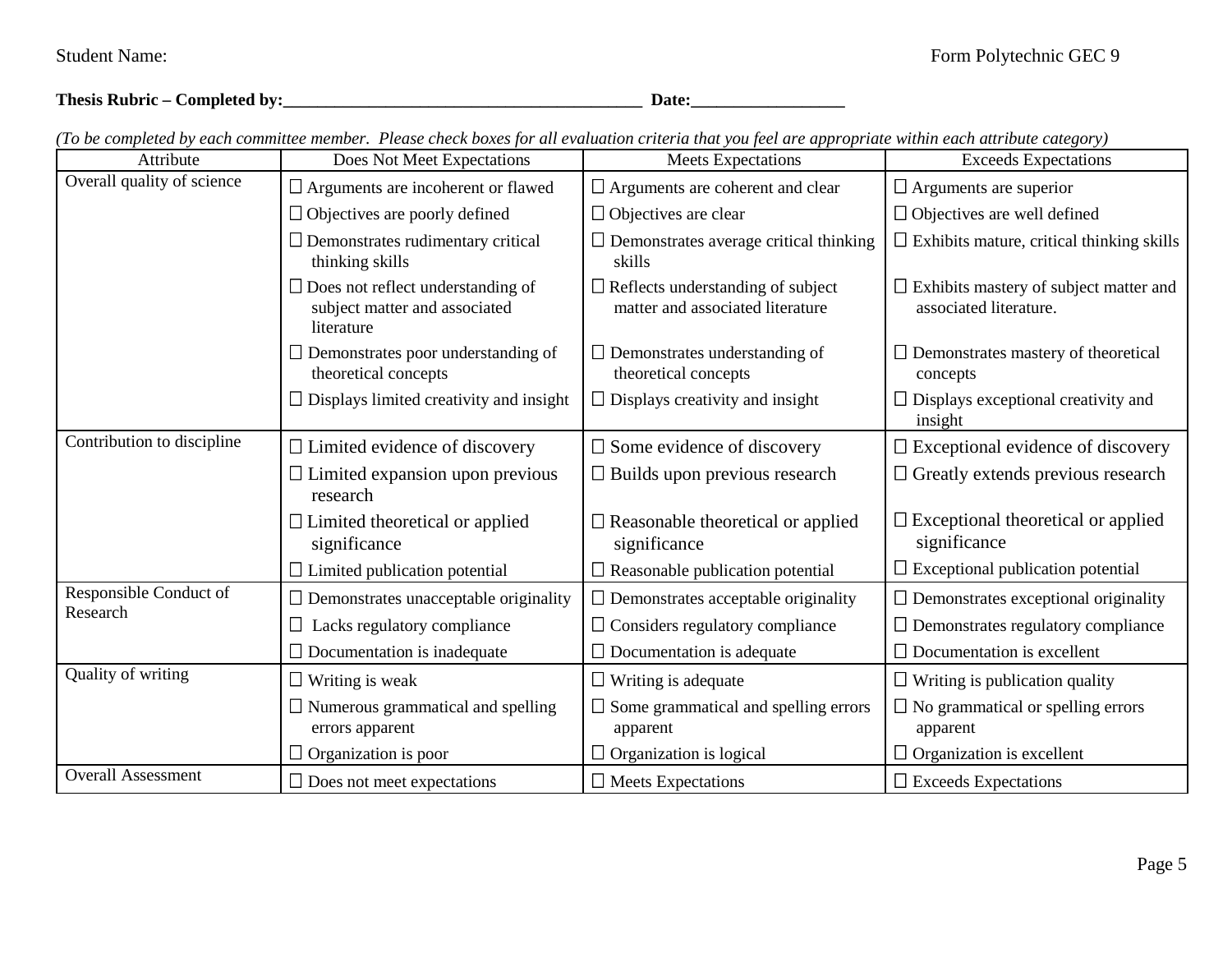Student Name: Form Polytechnic GEC 9

**Thesis Rubric – Completed by:_________________________________________ Date:_________________**

*(To be completed by each committee member. Please check boxes for all evaluation criteria that you feel are appropriate within each attribute category)*

| Attribute | Does Not Meet Expectations | Meets Expectations | Exceeds Expectations |
|---|---|---|---|
| Overall quality of science | ☐ Arguments are incoherent or flawed<br>☐ Objectives are poorly defined<br>☐ Demonstrates rudimentary critical thinking skills<br>☐ Does not reflect understanding of subject matter and associated literature<br>☐ Demonstrates poor understanding of theoretical concepts<br>☐ Displays limited creativity and insight | ☐ Arguments are coherent and clear<br>☐ Objectives are clear<br>☐ Demonstrates average critical thinking skills<br>☐ Reflects understanding of subject matter and associated literature<br>☐ Demonstrates understanding of theoretical concepts<br>☐ Displays creativity and insight | ☐ Arguments are superior<br>☐ Objectives are well defined<br>☐ Exhibits mature, critical thinking skills<br>☐ Exhibits mastery of subject matter and associated literature.<br>☐ Demonstrates mastery of theoretical concepts<br>☐ Displays exceptional creativity and insight |
| Contribution to discipline | ☐ Limited evidence of discovery<br>☐ Limited expansion upon previous research<br>☐ Limited theoretical or applied significance<br>☐ Limited publication potential | ☐ Some evidence of discovery<br>☐ Builds upon previous research<br>☐ Reasonable theoretical or applied significance<br>☐ Reasonable publication potential | ☐ Exceptional evidence of discovery<br>☐ Greatly extends previous research<br>☐ Exceptional theoretical or applied significance<br>☐ Exceptional publication potential |
| Responsible Conduct of Research | ☐ Demonstrates unacceptable originality<br>☐ Lacks regulatory compliance<br>☐ Documentation is inadequate | ☐ Demonstrates acceptable originality<br>☐ Considers regulatory compliance<br>☐ Documentation is adequate | ☐ Demonstrates exceptional originality<br>☐ Demonstrates regulatory compliance<br>☐ Documentation is excellent |
| Quality of writing | ☐ Writing is weak<br>☐ Numerous grammatical and spelling errors apparent<br>☐ Organization is poor | ☐ Writing is adequate<br>☐ Some grammatical and spelling errors apparent<br>☐ Organization is logical | ☐ Writing is publication quality<br>☐ No grammatical or spelling errors apparent<br>☐ Organization is excellent |
| Overall Assessment | ☐ Does not meet expectations | ☐ Meets Expectations | ☐ Exceeds Expectations |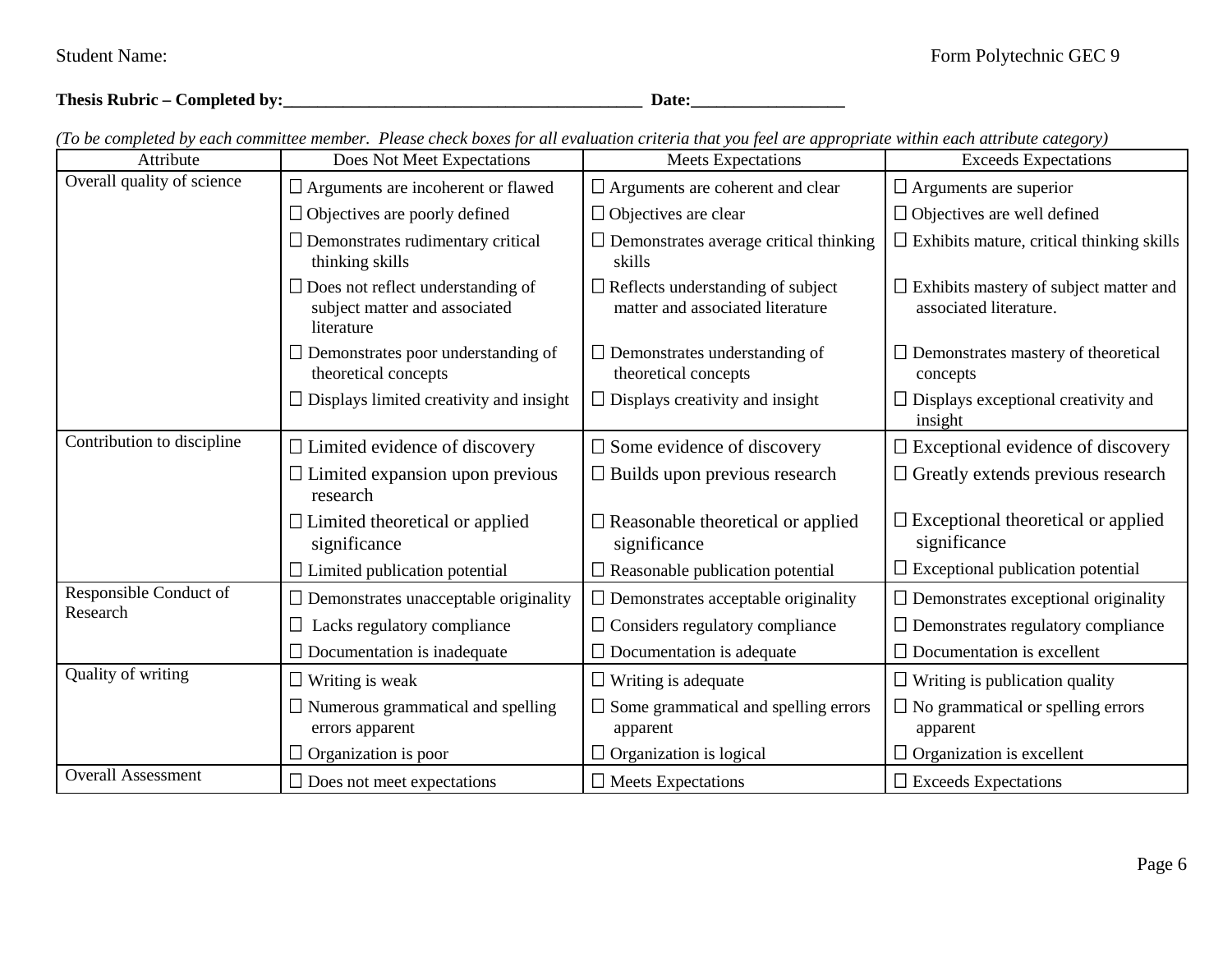Student Name: Form Polytechnic GEC 9

**Thesis Rubric – Completed by:_________________________________________ Date:__________________**

*(To be completed by each committee member. Please check boxes for all evaluation criteria that you feel are appropriate within each attribute category)*

| Attribute | Does Not Meet Expectations | Meets Expectations | Exceeds Expectations |
| --- | --- | --- | --- |
| Overall quality of science | ☐ Arguments are incoherent or flawed<br>☐ Objectives are poorly defined<br>☐ Demonstrates rudimentary critical thinking skills<br>☐ Does not reflect understanding of subject matter and associated literature<br>☐ Demonstrates poor understanding of theoretical concepts<br>☐ Displays limited creativity and insight | ☐ Arguments are coherent and clear<br>☐ Objectives are clear<br>☐ Demonstrates average critical thinking skills<br>☐ Reflects understanding of subject matter and associated literature<br>☐ Demonstrates understanding of theoretical concepts<br>☐ Displays creativity and insight | ☐ Arguments are superior<br>☐ Objectives are well defined<br>☐ Exhibits mature, critical thinking skills<br>☐ Exhibits mastery of subject matter and associated literature.<br>☐ Demonstrates mastery of theoretical concepts<br>☐ Displays exceptional creativity and insight |
| Contribution to discipline | ☐ Limited evidence of discovery<br>☐ Limited expansion upon previous research<br>☐ Limited theoretical or applied significance<br>☐ Limited publication potential | ☐ Some evidence of discovery<br>☐ Builds upon previous research<br>☐ Reasonable theoretical or applied significance<br>☐ Reasonable publication potential | ☐ Exceptional evidence of discovery<br>☐ Greatly extends previous research<br>☐ Exceptional theoretical or applied significance<br>☐ Exceptional publication potential |
| Responsible Conduct of Research | ☐ Demonstrates unacceptable originality<br>☐ Lacks regulatory compliance<br>☐ Documentation is inadequate | ☐ Demonstrates acceptable originality<br>☐ Considers regulatory compliance<br>☐ Documentation is adequate | ☐ Demonstrates exceptional originality<br>☐ Demonstrates regulatory compliance<br>☐ Documentation is excellent |
| Quality of writing | ☐ Writing is weak<br>☐ Numerous grammatical and spelling errors apparent<br>☐ Organization is poor | ☐ Writing is adequate<br>☐ Some grammatical and spelling errors apparent<br>☐ Organization is logical | ☐ Writing is publication quality<br>☐ No grammatical or spelling errors apparent<br>☐ Organization is excellent |
| Overall Assessment | ☐ Does not meet expectations | ☐ Meets Expectations | ☐ Exceeds Expectations |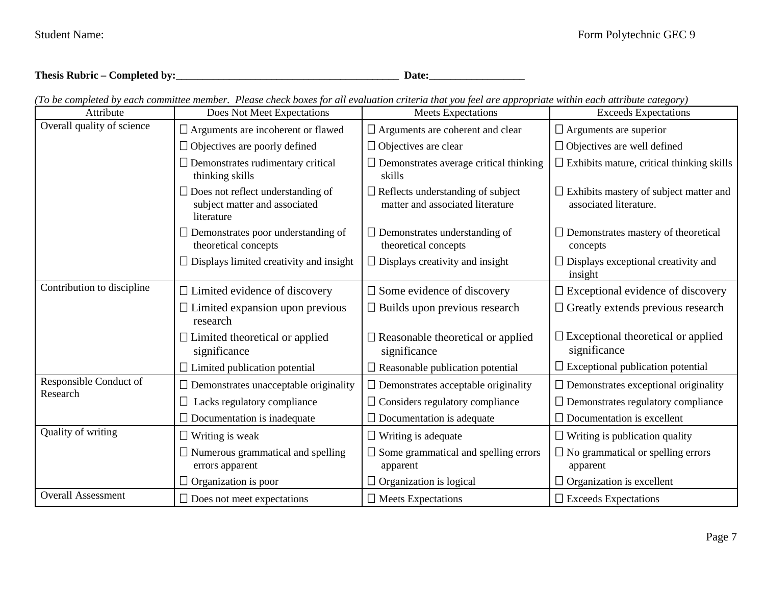Student Name: Form Polytechnic GEC 9

**Thesis Rubric – Completed by:__________________________________________ Date:__________________**

*(To be completed by each committee member. Please check boxes for all evaluation criteria that you feel are appropriate within each attribute category)*

| Attribute | Does Not Meet Expectations | Meets Expectations | Exceeds Expectations |
|---|---|---|---|
| Overall quality of science | ☐ Arguments are incoherent or flawed<br>☐ Objectives are poorly defined<br>☐ Demonstrates rudimentary critical thinking skills<br>☐ Does not reflect understanding of subject matter and associated literature<br>☐ Demonstrates poor understanding of theoretical concepts<br>☐ Displays limited creativity and insight | ☐ Arguments are coherent and clear<br>☐ Objectives are clear<br>☐ Demonstrates average critical thinking skills<br>☐ Reflects understanding of subject matter and associated literature<br>☐ Demonstrates understanding of theoretical concepts<br>☐ Displays creativity and insight | ☐ Arguments are superior<br>☐ Objectives are well defined<br>☐ Exhibits mature, critical thinking skills<br>☐ Exhibits mastery of subject matter and associated literature.<br>☐ Demonstrates mastery of theoretical concepts<br>☐ Displays exceptional creativity and insight |
| Contribution to discipline | ☐ Limited evidence of discovery<br>☐ Limited expansion upon previous research<br>☐ Limited theoretical or applied significance<br>☐ Limited publication potential | ☐ Some evidence of discovery<br>☐ Builds upon previous research<br>☐ Reasonable theoretical or applied significance<br>☐ Reasonable publication potential | ☐ Exceptional evidence of discovery<br>☐ Greatly extends previous research<br>☐ Exceptional theoretical or applied significance<br>☐ Exceptional publication potential |
| Responsible Conduct of Research | ☐ Demonstrates unacceptable originality<br>☐ Lacks regulatory compliance<br>☐ Documentation is inadequate | ☐ Demonstrates acceptable originality<br>☐ Considers regulatory compliance<br>☐ Documentation is adequate | ☐ Demonstrates exceptional originality<br>☐ Demonstrates regulatory compliance<br>☐ Documentation is excellent |
| Quality of writing | ☐ Writing is weak<br>☐ Numerous grammatical and spelling errors apparent<br>☐ Organization is poor | ☐ Writing is adequate<br>☐ Some grammatical and spelling errors apparent<br>☐ Organization is logical | ☐ Writing is publication quality<br>☐ No grammatical or spelling errors apparent<br>☐ Organization is excellent |
| Overall Assessment | ☐ Does not meet expectations | ☐ Meets Expectations | ☐ Exceeds Expectations |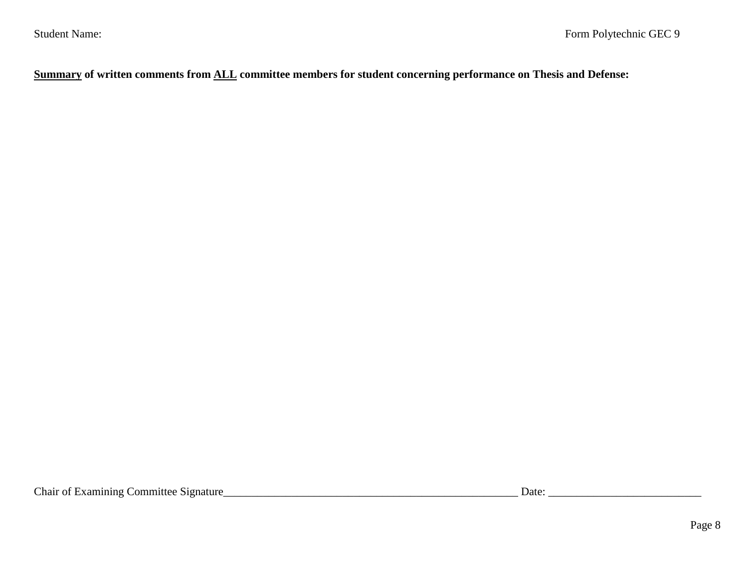Student Name: Form Polytechnic GEC 9

**<u>Summary</u> of written comments from <u>ALL</u> committee members for student concerning performance on Thesis and Defense:**

Chair of Examining Committee Signature_____________________________________________________ Date: ___________________________